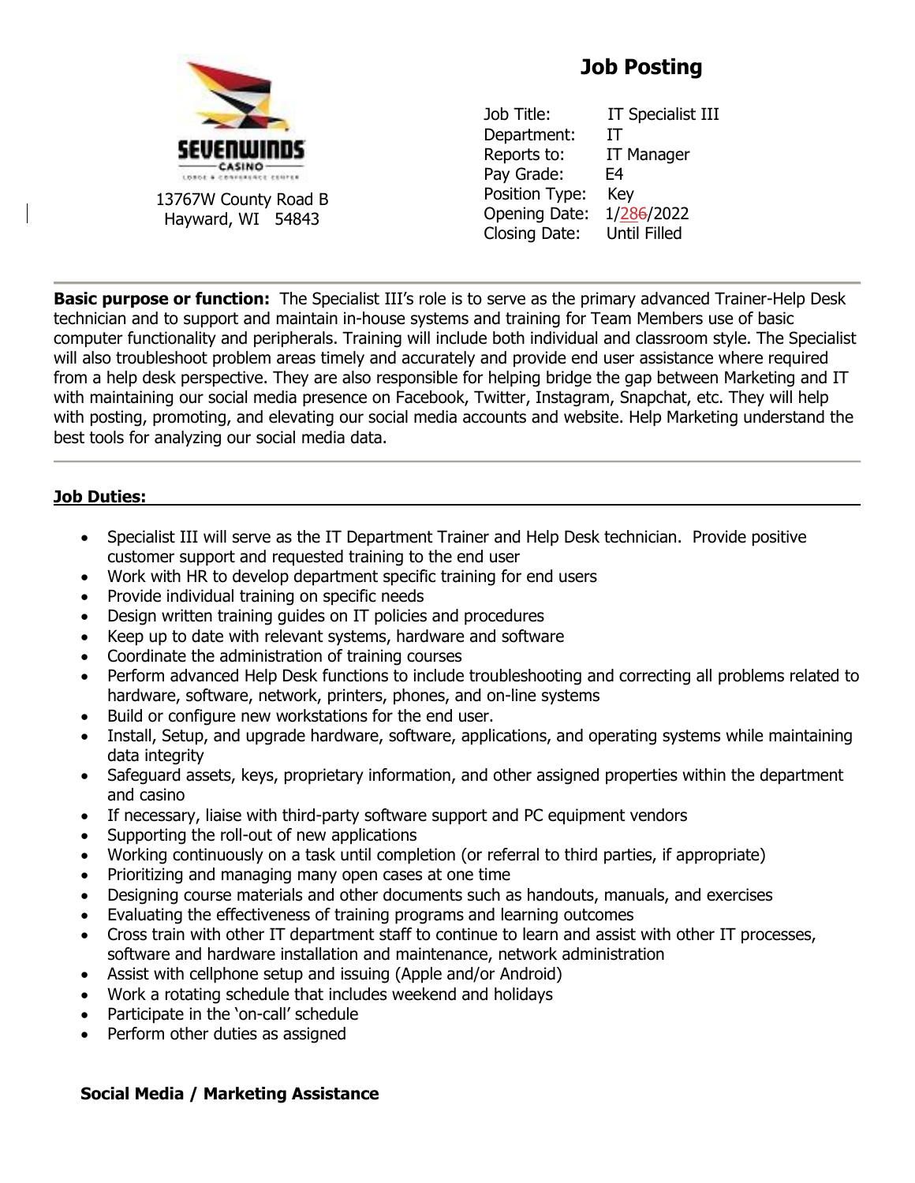SEVENWINDS
CASINO
LODGE & CONFERENCE CENTER

13767W County Road B
Hayward, WI 54843

# Job Posting

| | |
|---|---|
| Job Title: | IT Specialist III |
| Department: | IT |
| Reports to: | IT Manager |
| Pay Grade: | E4 |
| Position Type: | Key |
| Opening Date: | 1/28~~6~~/2022 |
| Closing Date: | Until Filled |

---

**Basic purpose or function:** The Specialist III's role is to serve as the primary advanced Trainer-Help Desk technician and to support and maintain in-house systems and training for Team Members use of basic computer functionality and peripherals. Training will include both individual and classroom style. The Specialist will also troubleshoot problem areas timely and accurately and provide end user assistance where required from a help desk perspective. They are also responsible for helping bridge the gap between Marketing and IT with maintaining our social media presence on Facebook, Twitter, Instagram, Snapchat, etc. They will help with posting, promoting, and elevating our social media accounts and website. Help Marketing understand the best tools for analyzing our social media data.

---

## Job Duties:

- Specialist III will serve as the IT Department Trainer and Help Desk technician. Provide positive customer support and requested training to the end user
- Work with HR to develop department specific training for end users
- Provide individual training on specific needs
- Design written training guides on IT policies and procedures
- Keep up to date with relevant systems, hardware and software
- Coordinate the administration of training courses
- Perform advanced Help Desk functions to include troubleshooting and correcting all problems related to hardware, software, network, printers, phones, and on-line systems
- Build or configure new workstations for the end user.
- Install, Setup, and upgrade hardware, software, applications, and operating systems while maintaining data integrity
- Safeguard assets, keys, proprietary information, and other assigned properties within the department and casino
- If necessary, liaise with third-party software support and PC equipment vendors
- Supporting the roll-out of new applications
- Working continuously on a task until completion (or referral to third parties, if appropriate)
- Prioritizing and managing many open cases at one time
- Designing course materials and other documents such as handouts, manuals, and exercises
- Evaluating the effectiveness of training programs and learning outcomes
- Cross train with other IT department staff to continue to learn and assist with other IT processes, software and hardware installation and maintenance, network administration
- Assist with cellphone setup and issuing (Apple and/or Android)
- Work a rotating schedule that includes weekend and holidays
- Participate in the 'on-call' schedule
- Perform other duties as assigned

### Social Media / Marketing Assistance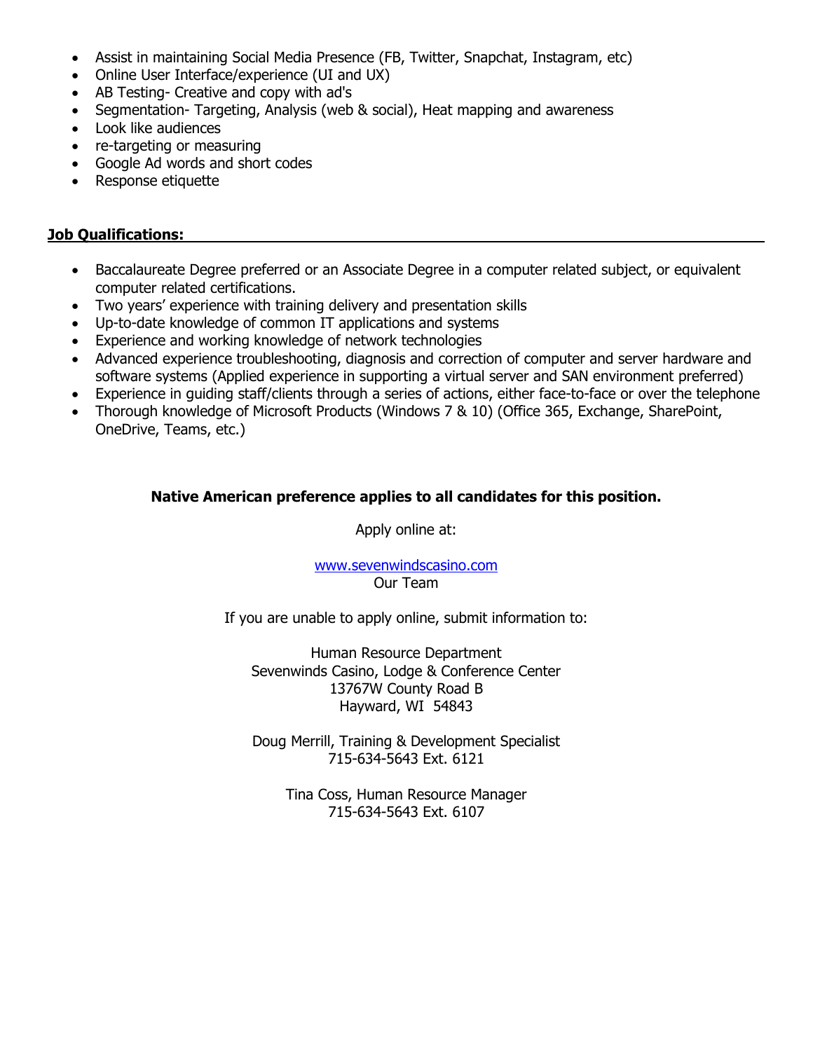- Assist in maintaining Social Media Presence (FB, Twitter, Snapchat, Instagram, etc)
- Online User Interface/experience (UI and UX)
- AB Testing- Creative and copy with ad's
- Segmentation- Targeting, Analysis (web & social), Heat mapping and awareness
- Look like audiences
- re-targeting or measuring
- Google Ad words and short codes
- Response etiquette

**Job Qualifications:**

- Baccalaureate Degree preferred or an Associate Degree in a computer related subject, or equivalent computer related certifications.
- Two years' experience with training delivery and presentation skills
- Up-to-date knowledge of common IT applications and systems
- Experience and working knowledge of network technologies
- Advanced experience troubleshooting, diagnosis and correction of computer and server hardware and software systems (Applied experience in supporting a virtual server and SAN environment preferred)
- Experience in guiding staff/clients through a series of actions, either face-to-face or over the telephone
- Thorough knowledge of Microsoft Products (Windows 7 & 10) (Office 365, Exchange, SharePoint, OneDrive, Teams, etc.)

**Native American preference applies to all candidates for this position.**

Apply online at:

www.sevenwindscasino.com
Our Team

If you are unable to apply online, submit information to:

Human Resource Department
Sevenwinds Casino, Lodge & Conference Center
13767W County Road B
Hayward, WI 54843

Doug Merrill, Training & Development Specialist
715-634-5643 Ext. 6121

Tina Coss, Human Resource Manager
715-634-5643 Ext. 6107